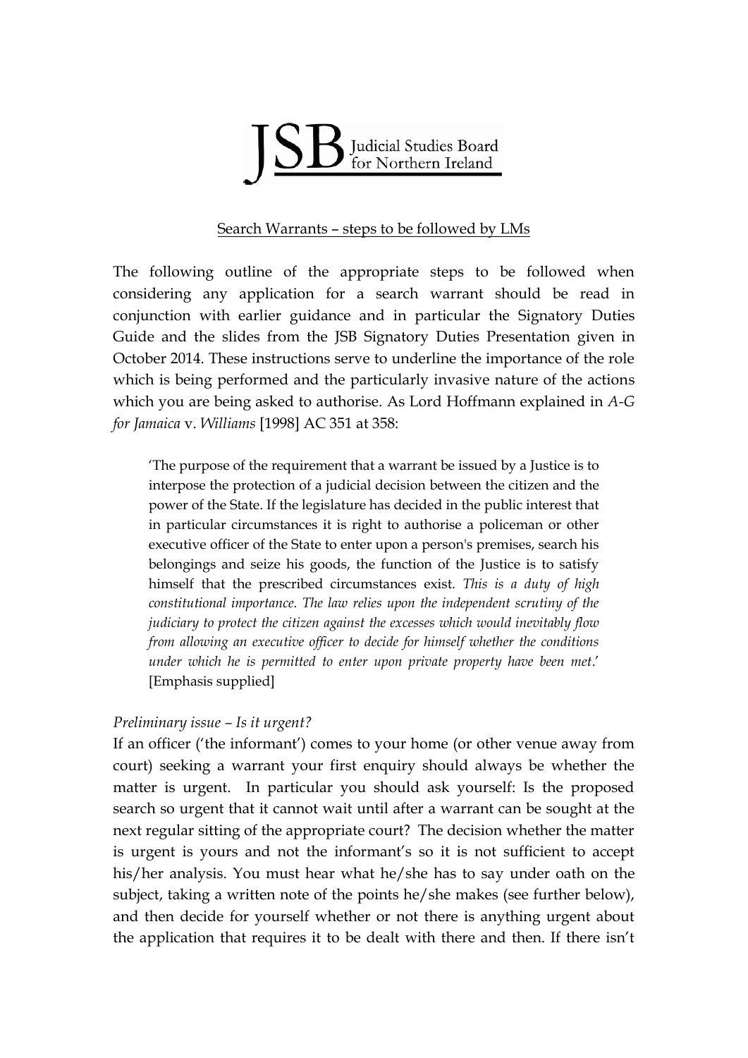JSB Judicial Studies Board for Northern Ireland

Search Warrants – steps to be followed by LMs

The following outline of the appropriate steps to be followed when considering any application for a search warrant should be read in conjunction with earlier guidance and in particular the Signatory Duties Guide and the slides from the JSB Signatory Duties Presentation given in October 2014. These instructions serve to underline the importance of the role which is being performed and the particularly invasive nature of the actions which you are being asked to authorise. As Lord Hoffmann explained in *A-G for Jamaica* v. *Williams* [1998] AC 351 at 358:

> 'The purpose of the requirement that a warrant be issued by a Justice is to interpose the protection of a judicial decision between the citizen and the power of the State. If the legislature has decided in the public interest that in particular circumstances it is right to authorise a policeman or other executive officer of the State to enter upon a person's premises, search his belongings and seize his goods, the function of the Justice is to satisfy himself that the prescribed circumstances exist. *This is a duty of high constitutional importance. The law relies upon the independent scrutiny of the judiciary to protect the citizen against the excesses which would inevitably flow from allowing an executive officer to decide for himself whether the conditions under which he is permitted to enter upon private property have been met*.' [Emphasis supplied]

*Preliminary issue – Is it urgent?*

If an officer ('the informant') comes to your home (or other venue away from court) seeking a warrant your first enquiry should always be whether the matter is urgent. In particular you should ask yourself: Is the proposed search so urgent that it cannot wait until after a warrant can be sought at the next regular sitting of the appropriate court? The decision whether the matter is urgent is yours and not the informant's so it is not sufficient to accept his/her analysis. You must hear what he/she has to say under oath on the subject, taking a written note of the points he/she makes (see further below), and then decide for yourself whether or not there is anything urgent about the application that requires it to be dealt with there and then. If there isn't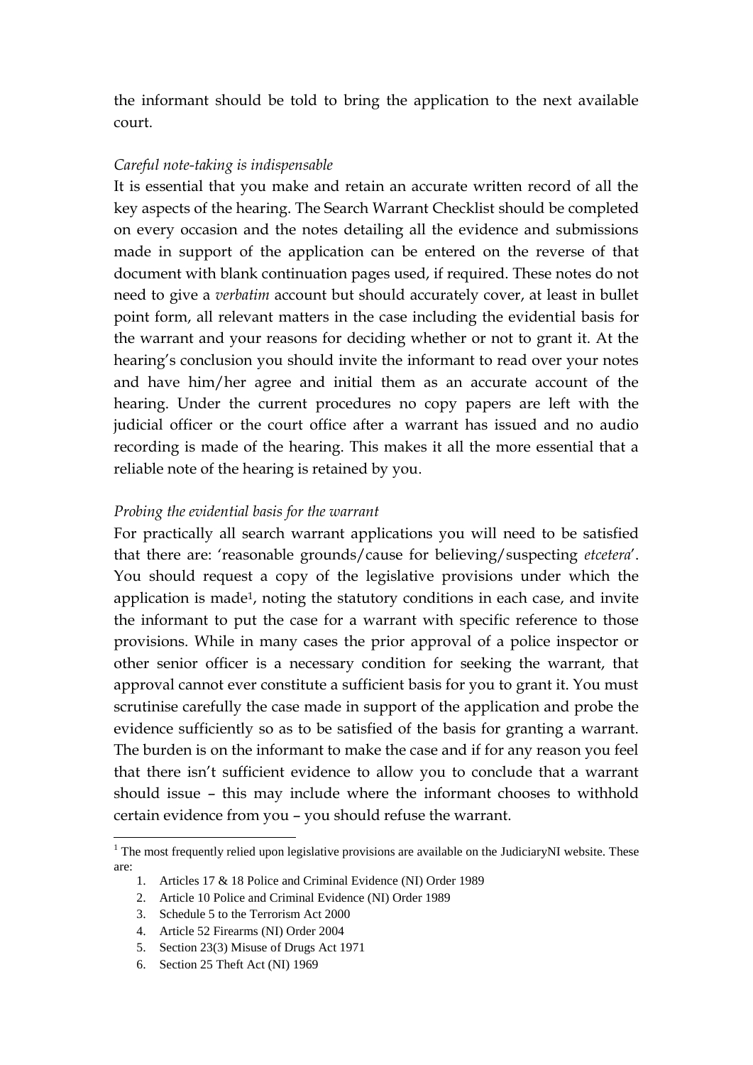the informant should be told to bring the application to the next available court.

*Careful note-taking is indispensable*

It is essential that you make and retain an accurate written record of all the key aspects of the hearing. The Search Warrant Checklist should be completed on every occasion and the notes detailing all the evidence and submissions made in support of the application can be entered on the reverse of that document with blank continuation pages used, if required. These notes do not need to give a *verbatim* account but should accurately cover, at least in bullet point form, all relevant matters in the case including the evidential basis for the warrant and your reasons for deciding whether or not to grant it. At the hearing's conclusion you should invite the informant to read over your notes and have him/her agree and initial them as an accurate account of the hearing. Under the current procedures no copy papers are left with the judicial officer or the court office after a warrant has issued and no audio recording is made of the hearing. This makes it all the more essential that a reliable note of the hearing is retained by you.

*Probing the evidential basis for the warrant*

For practically all search warrant applications you will need to be satisfied that there are: 'reasonable grounds/cause for believing/suspecting *etcetera*'. You should request a copy of the legislative provisions under which the application is made[1], noting the statutory conditions in each case, and invite the informant to put the case for a warrant with specific reference to those provisions. While in many cases the prior approval of a police inspector or other senior officer is a necessary condition for seeking the warrant, that approval cannot ever constitute a sufficient basis for you to grant it. You must scrutinise carefully the case made in support of the application and probe the evidence sufficiently so as to be satisfied of the basis for granting a warrant. The burden is on the informant to make the case and if for any reason you feel that there isn't sufficient evidence to allow you to conclude that a warrant should issue – this may include where the informant chooses to withhold certain evidence from you – you should refuse the warrant.

---

[1] The most frequently relied upon legislative provisions are available on the JudiciaryNI website. These are:

1. Articles 17 & 18 Police and Criminal Evidence (NI) Order 1989
2. Article 10 Police and Criminal Evidence (NI) Order 1989
3. Schedule 5 to the Terrorism Act 2000
4. Article 52 Firearms (NI) Order 2004
5. Section 23(3) Misuse of Drugs Act 1971
6. Section 25 Theft Act (NI) 1969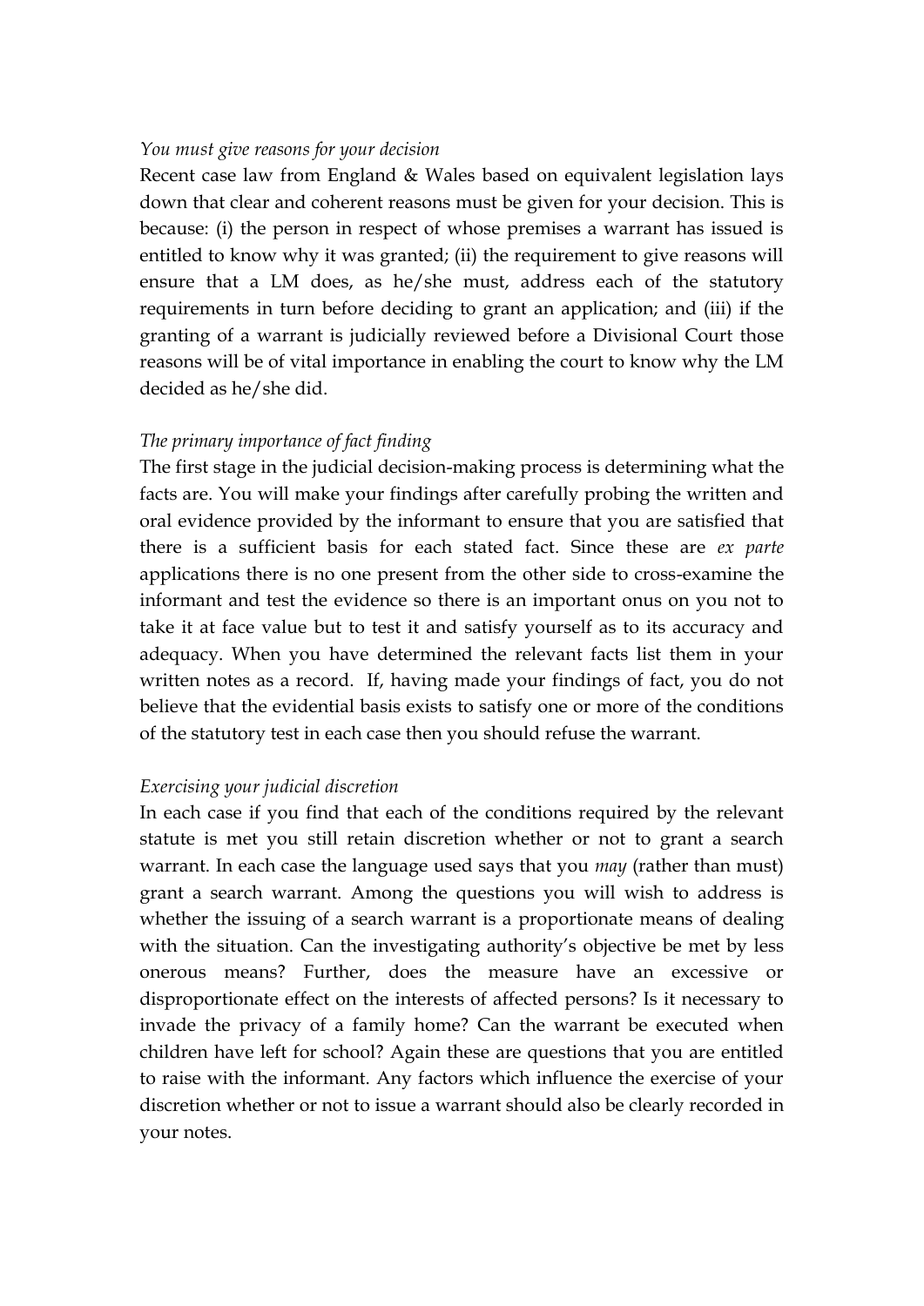*You must give reasons for your decision*

Recent case law from England & Wales based on equivalent legislation lays down that clear and coherent reasons must be given for your decision. This is because: (i) the person in respect of whose premises a warrant has issued is entitled to know why it was granted; (ii) the requirement to give reasons will ensure that a LM does, as he/she must, address each of the statutory requirements in turn before deciding to grant an application; and (iii) if the granting of a warrant is judicially reviewed before a Divisional Court those reasons will be of vital importance in enabling the court to know why the LM decided as he/she did.

*The primary importance of fact finding*

The first stage in the judicial decision-making process is determining what the facts are. You will make your findings after carefully probing the written and oral evidence provided by the informant to ensure that you are satisfied that there is a sufficient basis for each stated fact. Since these are *ex parte* applications there is no one present from the other side to cross-examine the informant and test the evidence so there is an important onus on you not to take it at face value but to test it and satisfy yourself as to its accuracy and adequacy. When you have determined the relevant facts list them in your written notes as a record. If, having made your findings of fact, you do not believe that the evidential basis exists to satisfy one or more of the conditions of the statutory test in each case then you should refuse the warrant.

*Exercising your judicial discretion*

In each case if you find that each of the conditions required by the relevant statute is met you still retain discretion whether or not to grant a search warrant. In each case the language used says that you *may* (rather than must) grant a search warrant. Among the questions you will wish to address is whether the issuing of a search warrant is a proportionate means of dealing with the situation. Can the investigating authority's objective be met by less onerous means? Further, does the measure have an excessive or disproportionate effect on the interests of affected persons? Is it necessary to invade the privacy of a family home? Can the warrant be executed when children have left for school? Again these are questions that you are entitled to raise with the informant. Any factors which influence the exercise of your discretion whether or not to issue a warrant should also be clearly recorded in your notes.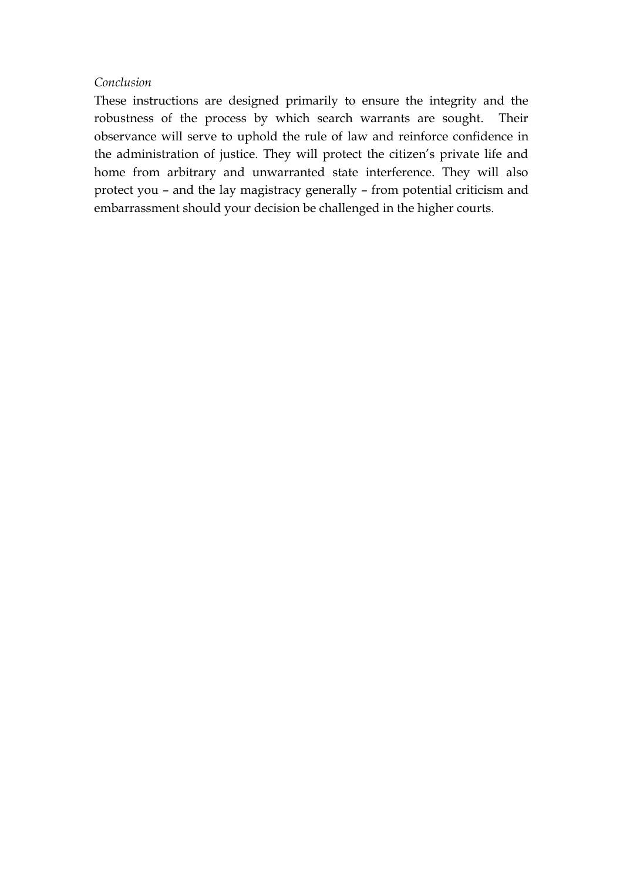*Conclusion*

These instructions are designed primarily to ensure the integrity and the robustness of the process by which search warrants are sought. Their observance will serve to uphold the rule of law and reinforce confidence in the administration of justice. They will protect the citizen's private life and home from arbitrary and unwarranted state interference. They will also protect you – and the lay magistracy generally – from potential criticism and embarrassment should your decision be challenged in the higher courts.